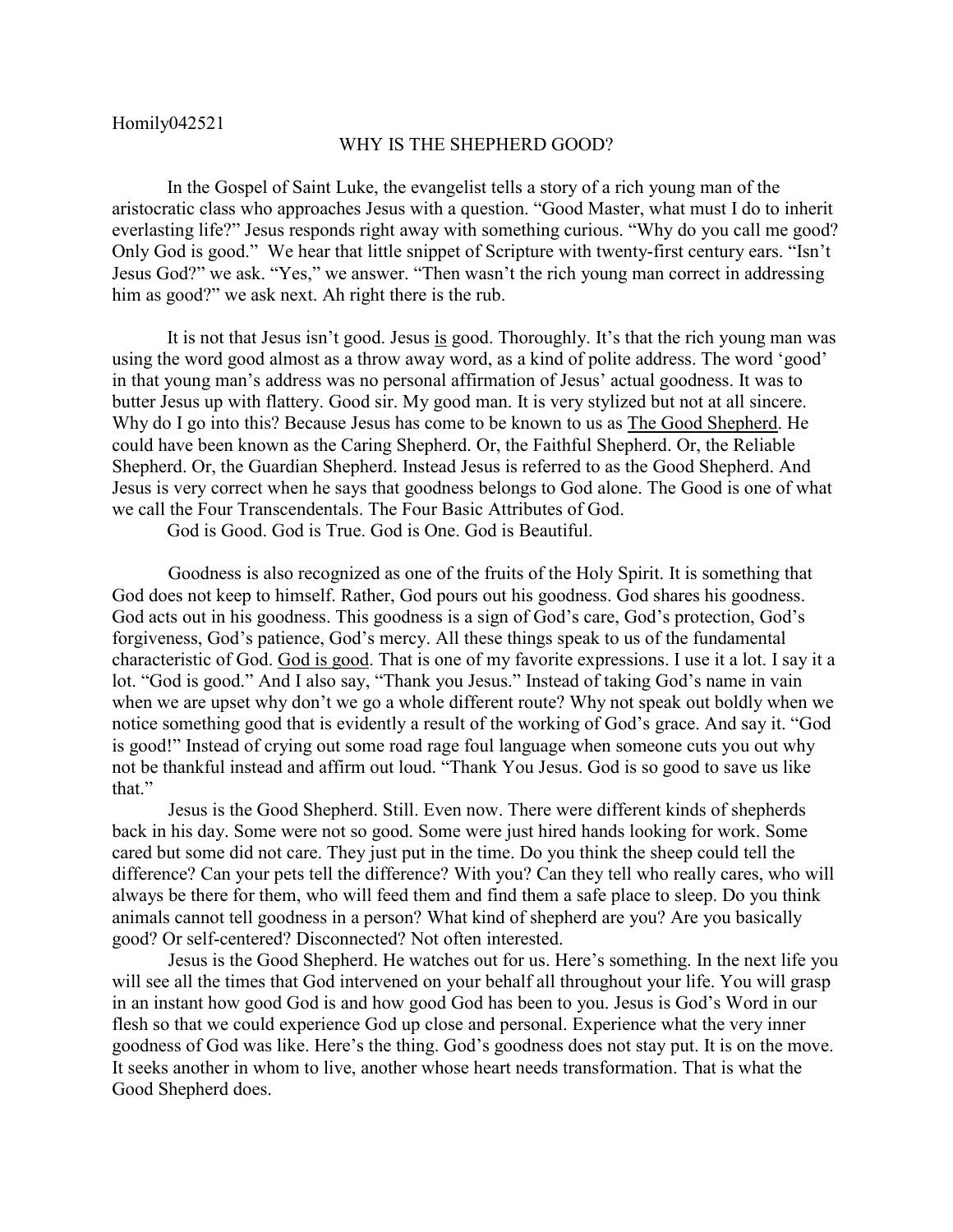Homily042521

# WHY IS THE SHEPHERD GOOD?

In the Gospel of Saint Luke, the evangelist tells a story of a rich young man of the aristocratic class who approaches Jesus with a question. "Good Master, what must I do to inherit everlasting life?" Jesus responds right away with something curious. "Why do you call me good? Only God is good." We hear that little snippet of Scripture with twenty-first century ears. "Isn't Jesus God?" we ask. "Yes," we answer. "Then wasn't the rich young man correct in addressing him as good?" we ask next. Ah right there is the rub.

It is not that Jesus isn't good. Jesus <u>is</u> good. Thoroughly. It's that the rich young man was using the word good almost as a throw away word, as a kind of polite address. The word 'good' in that young man's address was no personal affirmation of Jesus' actual goodness. It was to butter Jesus up with flattery. Good sir. My good man. It is very stylized but not at all sincere. Why do I go into this? Because Jesus has come to be known to us as <u>The Good Shepherd</u>. He could have been known as the Caring Shepherd. Or, the Faithful Shepherd. Or, the Reliable Shepherd. Or, the Guardian Shepherd. Instead Jesus is referred to as the Good Shepherd. And Jesus is very correct when he says that goodness belongs to God alone. The Good is one of what we call the Four Transcendentals. The Four Basic Attributes of God.

God is Good. God is True. God is One. God is Beautiful.

Goodness is also recognized as one of the fruits of the Holy Spirit. It is something that God does not keep to himself. Rather, God pours out his goodness. God shares his goodness. God acts out in his goodness. This goodness is a sign of God's care, God's protection, God's forgiveness, God's patience, God's mercy. All these things speak to us of the fundamental characteristic of God. <u>God is good</u>. That is one of my favorite expressions. I use it a lot. I say it a lot. "God is good." And I also say, "Thank you Jesus." Instead of taking God's name in vain when we are upset why don't we go a whole different route? Why not speak out boldly when we notice something good that is evidently a result of the working of God's grace. And say it. "God is good!" Instead of crying out some road rage foul language when someone cuts you out why not be thankful instead and affirm out loud. "Thank You Jesus. God is so good to save us like that."

Jesus is the Good Shepherd. Still. Even now. There were different kinds of shepherds back in his day. Some were not so good. Some were just hired hands looking for work. Some cared but some did not care. They just put in the time. Do you think the sheep could tell the difference? Can your pets tell the difference? With you? Can they tell who really cares, who will always be there for them, who will feed them and find them a safe place to sleep. Do you think animals cannot tell goodness in a person? What kind of shepherd are you? Are you basically good? Or self-centered? Disconnected? Not often interested.

Jesus is the Good Shepherd. He watches out for us. Here's something. In the next life you will see all the times that God intervened on your behalf all throughout your life. You will grasp in an instant how good God is and how good God has been to you. Jesus is God's Word in our flesh so that we could experience God up close and personal. Experience what the very inner goodness of God was like. Here's the thing. God's goodness does not stay put. It is on the move. It seeks another in whom to live, another whose heart needs transformation. That is what the Good Shepherd does.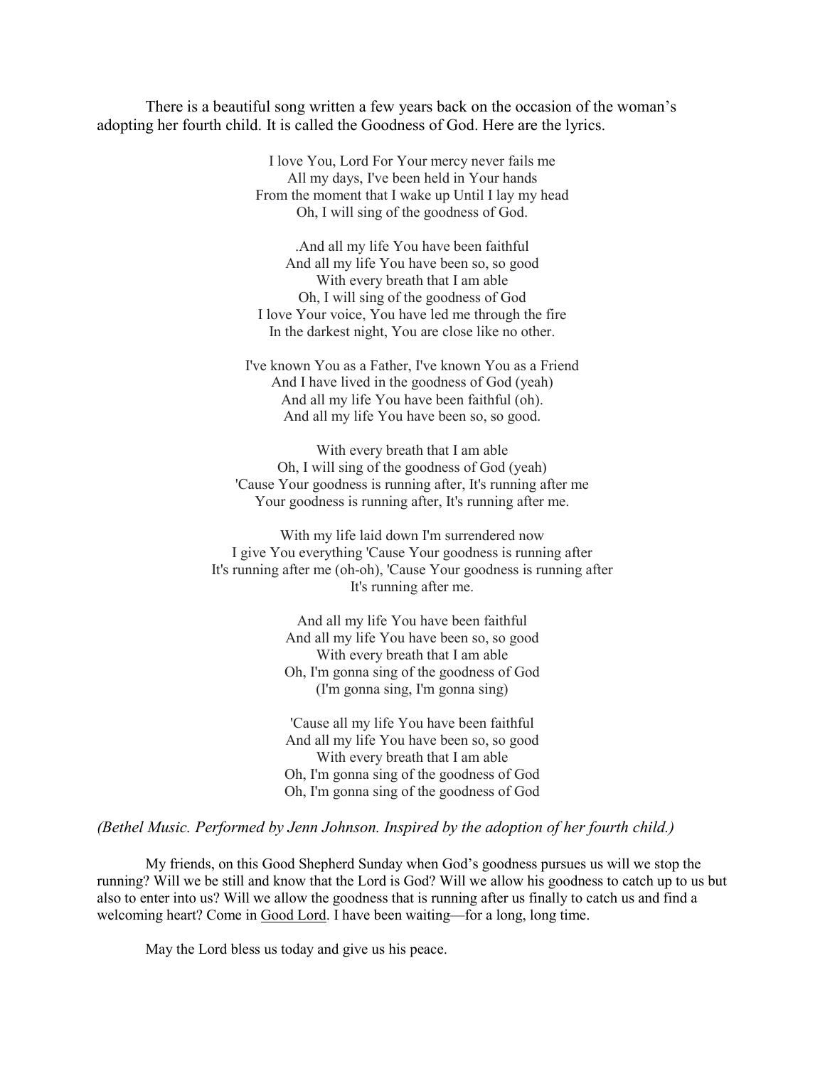There is a beautiful song written a few years back on the occasion of the woman's adopting her fourth child. It is called the Goodness of God. Here are the lyrics.

I love You, Lord For Your mercy never fails me  
All my days, I've been held in Your hands  
From the moment that I wake up Until I lay my head  
Oh, I will sing of the goodness of God.

.And all my life You have been faithful  
And all my life You have been so, so good  
With every breath that I am able  
Oh, I will sing of the goodness of God  
I love Your voice, You have led me through the fire  
In the darkest night, You are close like no other.

I've known You as a Father, I've known You as a Friend  
And I have lived in the goodness of God (yeah)  
And all my life You have been faithful (oh).  
And all my life You have been so, so good.

With every breath that I am able  
Oh, I will sing of the goodness of God (yeah)  
'Cause Your goodness is running after, It's running after me  
Your goodness is running after, It's running after me.

With my life laid down I'm surrendered now  
I give You everything 'Cause Your goodness is running after  
It's running after me (oh-oh), 'Cause Your goodness is running after  
It's running after me.

And all my life You have been faithful  
And all my life You have been so, so good  
With every breath that I am able  
Oh, I'm gonna sing of the goodness of God  
(I'm gonna sing, I'm gonna sing)

'Cause all my life You have been faithful  
And all my life You have been so, so good  
With every breath that I am able  
Oh, I'm gonna sing of the goodness of God  
Oh, I'm gonna sing of the goodness of God

*(Bethel Music. Performed by Jenn Johnson. Inspired by the adoption of her fourth child.)*

My friends, on this Good Shepherd Sunday when God's goodness pursues us will we stop the running? Will we be still and know that the Lord is God? Will we allow his goodness to catch up to us but also to enter into us? Will we allow the goodness that is running after us finally to catch us and find a welcoming heart? Come in Good Lord. I have been waiting—for a long, long time.

May the Lord bless us today and give us his peace.